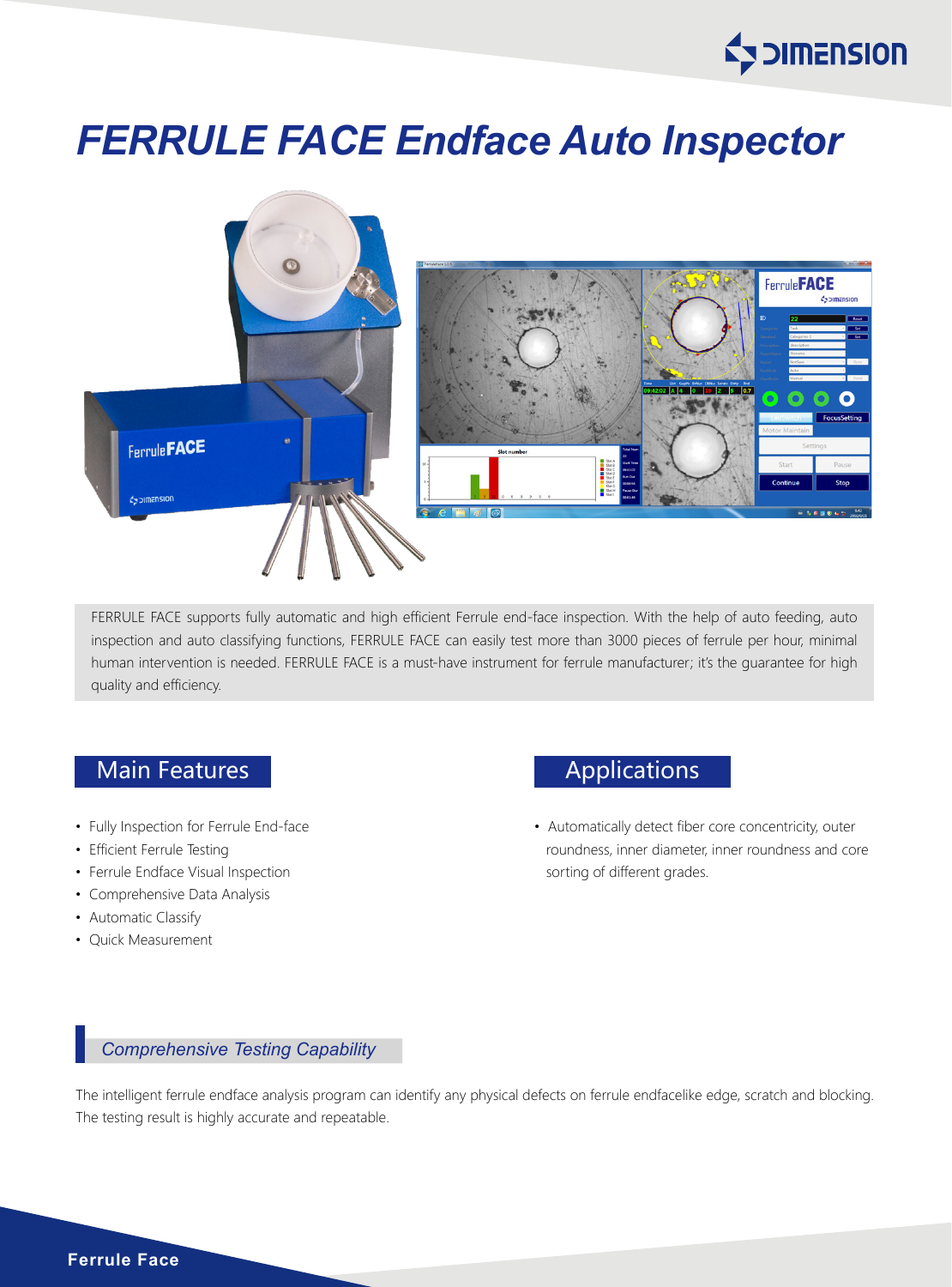# FERRULE FACE Endface Auto Inspector

FERRULE FACE supports fully automatic and high efficient Ferrule end-face inspection. With the help of auto feeding, auto inspection and auto classifying functions, FERRULE FACE can easily test more than 3000 pieces of ferrule per hour, minimal human intervention is needed. FERRULE FACE is a must-have instrument for ferrule manufacturer; it's the guarantee for high quality and efficiency.

## Main Features

- Fully Inspection for Ferrule End-face
- Efficient Ferrule Testing
- Ferrule Endface Visual Inspection
- Comprehensive Data Analysis
- Automatic Classify
- Quick Measurement

## Applications

- Automatically detect fiber core concentricity, outer roundness, inner diameter, inner roundness and core sorting of different grades.

### *Comprehensive Testing Capability*

The intelligent ferrule endface analysis program can identify any physical defects on ferrule endfacelike edge, scratch and blocking. The testing result is highly accurate and repeatable.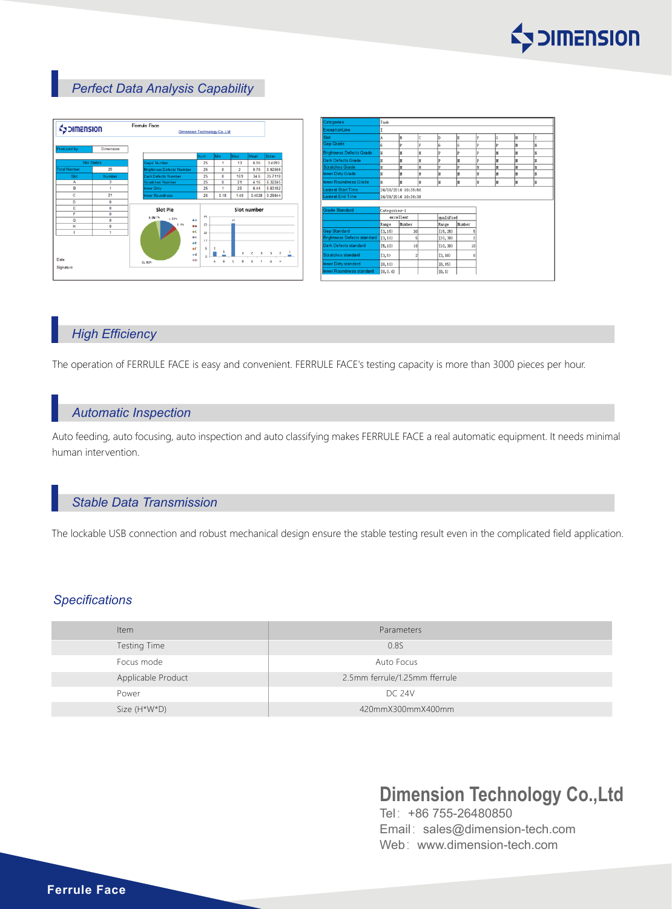## Perfect Data Analysis Capability

## High Efficiency

The operation of FERRULE FACE is easy and convenient. FERRULE FACE's testing capacity is more than 3000 pieces per hour.

## Automatic Inspection

Auto feeding, auto focusing, auto inspection and auto classifying makes FERRULE FACE a real automatic equipment. It needs minimal human intervention.

## Stable Data Transmission

The lockable USB connection and robust mechanical design ensure the stable testing result even in the complicated field application.

## Specifications

| Item | Parameters |
| --- | --- |
| Testing Time | 0.8S |
| Focus mode | Auto Focus |
| Applicable Product | 2.5mm ferrule/1.25mm fferrule |
| Power | DC 24V |
| Size (H*W*D) | 420mmX300mmX400mm |

**Dimension Technology Co.,Ltd**

Tel： +86 755-26480850

Email： sales@dimension-tech.com

Web： www.dimension-tech.com